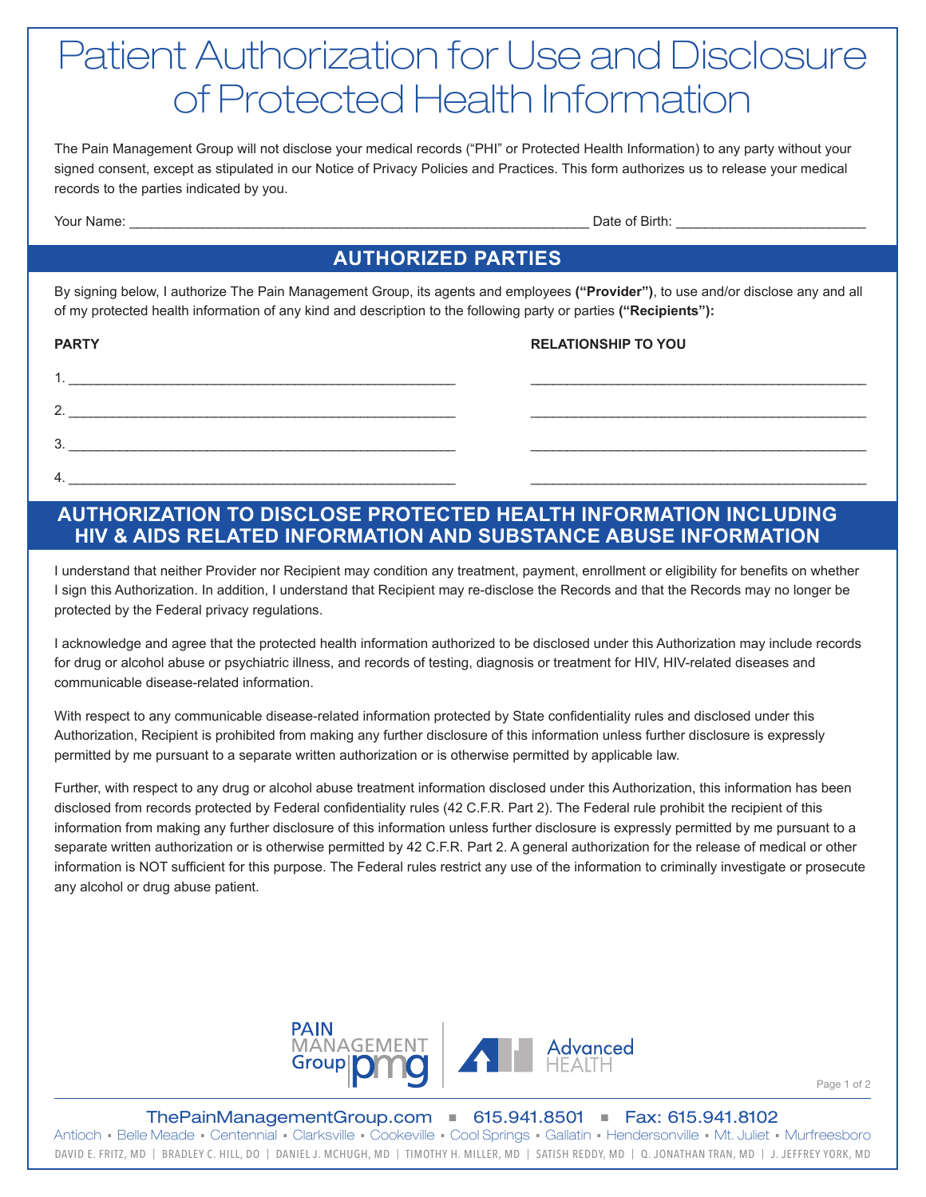# Patient Authorization for Use and Disclosure of Protected Health Information

The Pain Management Group will not disclose your medical records ("PHI" or Protected Health Information) to any party without your signed consent, except as stipulated in our Notice of Privacy Policies and Practices. This form authorizes us to release your medical records to the parties indicated by you.

Your Name: ____________________________________________ Date of Birth: ____________________

## AUTHORIZED PARTIES

By signing below, I authorize The Pain Management Group, its agents and employees **("Provider")**, to use and/or disclose any and all of my protected health information of any kind and description to the following party or parties **("Recipients"):**

| PARTY | RELATIONSHIP TO YOU |
|---|---|
| 1. ______________________________ | ______________________________ |
| 2. ______________________________ | ______________________________ |
| 3. ______________________________ | ______________________________ |
| 4. ______________________________ | ______________________________ |

## AUTHORIZATION TO DISCLOSE PROTECTED HEALTH INFORMATION INCLUDING HIV & AIDS RELATED INFORMATION AND SUBSTANCE ABUSE INFORMATION

I understand that neither Provider nor Recipient may condition any treatment, payment, enrollment or eligibility for benefits on whether I sign this Authorization. In addition, I understand that Recipient may re-disclose the Records and that the Records may no longer be protected by the Federal privacy regulations.

I acknowledge and agree that the protected health information authorized to be disclosed under this Authorization may include records for drug or alcohol abuse or psychiatric illness, and records of testing, diagnosis or treatment for HIV, HIV-related diseases and communicable disease-related information.

With respect to any communicable disease-related information protected by State confidentiality rules and disclosed under this Authorization, Recipient is prohibited from making any further disclosure of this information unless further disclosure is expressly permitted by me pursuant to a separate written authorization or is otherwise permitted by applicable law.

Further, with respect to any drug or alcohol abuse treatment information disclosed under this Authorization, this information has been disclosed from records protected by Federal confidentiality rules (42 C.F.R. Part 2). The Federal rule prohibit the recipient of this information from making any further disclosure of this information unless further disclosure is expressly permitted by me pursuant to a separate written authorization or is otherwise permitted by 42 C.F.R. Part 2. A general authorization for the release of medical or other information is NOT sufficient for this purpose. The Federal rules restrict any use of the information to criminally investigate or prosecute any alcohol or drug abuse patient.

PAIN MANAGEMENT Group pmg | Advanced HEALTH

ThePainManagementGroup.com ▪ 615.941.8501 ▪ Fax: 615.941.8102

Antioch ▪ Belle Meade ▪ Centennial ▪ Clarksville ▪ Cookeville ▪ Cool Springs ▪ Gallatin ▪ Hendersonville ▪ Mt. Juliet ▪ Murfreesboro

DAVID E. FRITZ, MD | BRADLEY C. HILL, DO | DANIEL J. MCHUGH, MD | TIMOTHY H. MILLER, MD | SATISH REDDY, MD | Q. JONATHAN TRAN, MD | J. JEFFREY YORK, MD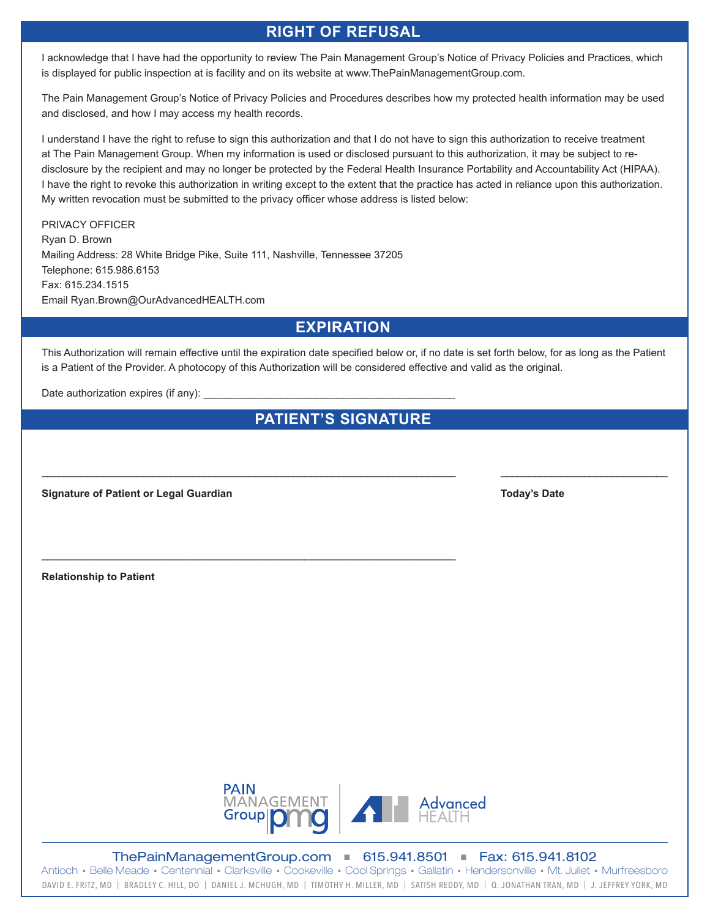## RIGHT OF REFUSAL

I acknowledge that I have had the opportunity to review The Pain Management Group's Notice of Privacy Policies and Practices, which is displayed for public inspection at is facility and on its website at www.ThePainManagementGroup.com.

The Pain Management Group's Notice of Privacy Policies and Procedures describes how my protected health information may be used and disclosed, and how I may access my health records.

I understand I have the right to refuse to sign this authorization and that I do not have to sign this authorization to receive treatment at The Pain Management Group. When my information is used or disclosed pursuant to this authorization, it may be subject to re-disclosure by the recipient and may no longer be protected by the Federal Health Insurance Portability and Accountability Act (HIPAA). I have the right to revoke this authorization in writing except to the extent that the practice has acted in reliance upon this authorization. My written revocation must be submitted to the privacy officer whose address is listed below:

PRIVACY OFFICER
Ryan D. Brown
Mailing Address: 28 White Bridge Pike, Suite 111, Nashville, Tennessee 37205
Telephone: 615.986.6153
Fax: 615.234.1515
Email Ryan.Brown@OurAdvancedHEALTH.com

## EXPIRATION

This Authorization will remain effective until the expiration date specified below or, if no date is set forth below, for as long as the Patient is a Patient of the Provider. A photocopy of this Authorization will be considered effective and valid as the original.

Date authorization expires (if any): ___________________________________________

## PATIENT'S SIGNATURE

___________________________________________________________________________ ____________________________

**Signature of Patient or Legal Guardian** **Today's Date**

___________________________________________________________________________

**Relationship to Patient**

PAIN MANAGEMENT Group pmg | Advanced HEALTH

ThePainManagementGroup.com ▪ 615.941.8501 ▪ Fax: 615.941.8102

Antioch ▪ Belle Meade ▪ Centennial ▪ Clarksville ▪ Cookeville ▪ Cool Springs ▪ Gallatin ▪ Hendersonville ▪ Mt. Juliet ▪ Murfreesboro

DAVID E. FRITZ, MD | BRADLEY C. HILL, DO | DANIEL J. MCHUGH, MD | TIMOTHY H. MILLER, MD | SATISH REDDY, MD | Q. JONATHAN TRAN, MD | J. JEFFREY YORK, MD